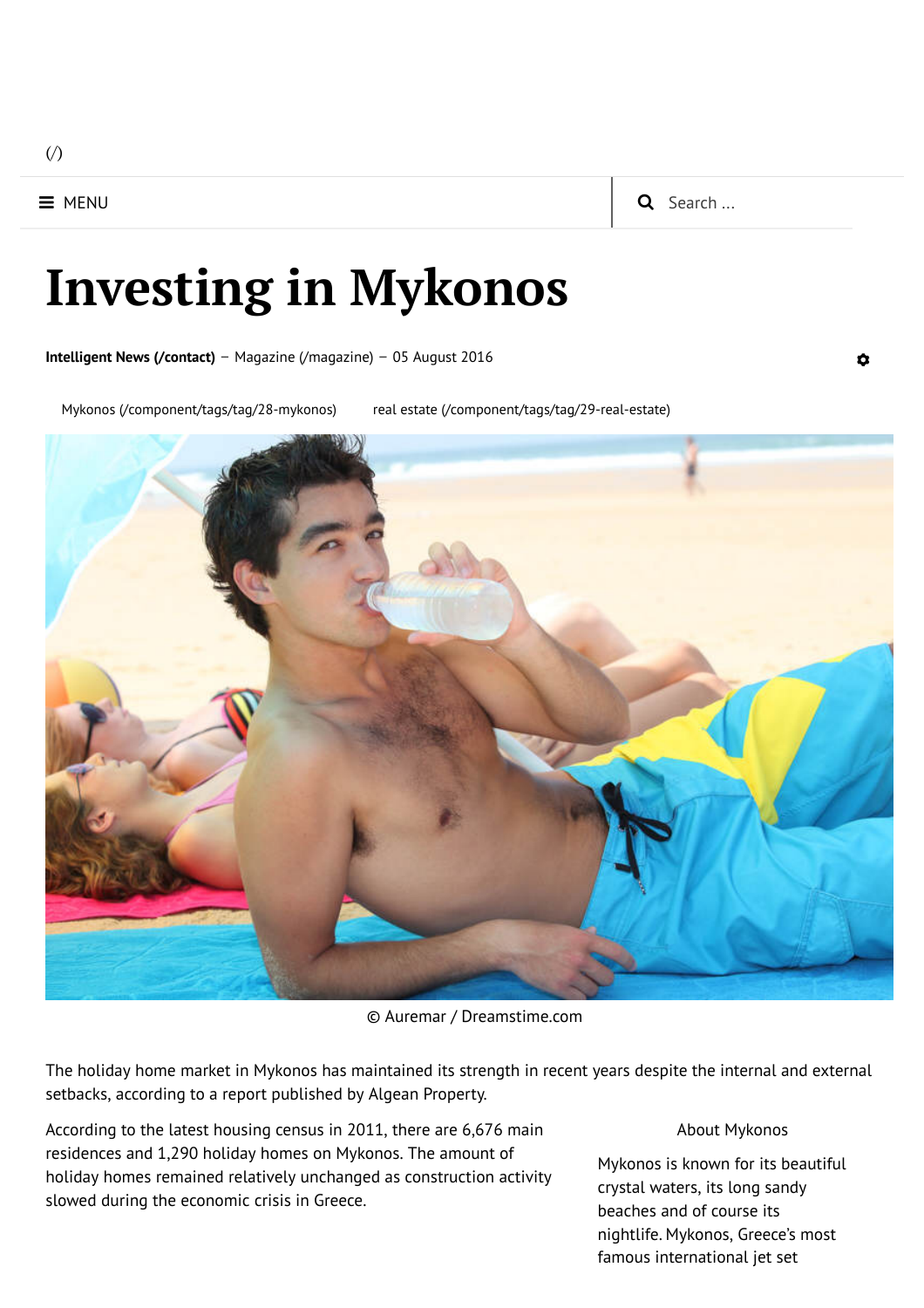(/)

MENU

Search ...

# Investing in Mykonos

**Intelligent News (/contact)** – Magazine (/magazine) – 05 August 2016

Mykonos (/component/tags/tag/28-mykonos) real estate (/component/tags/tag/29-real-estate)

© Auremar / Dreamstime.com

The holiday home market in Mykonos has maintained its strength in recent years despite the internal and external setbacks, according to a report published by Algean Property.

According to the latest housing census in 2011, there are 6,676 main residences and 1,290 holiday homes on Mykonos. The amount of holiday homes remained relatively unchanged as construction activity slowed during the economic crisis in Greece.

About Mykonos

Mykonos is known for its beautiful crystal waters, its long sandy beaches and of course its nightlife. Mykonos, Greece's most famous international jet set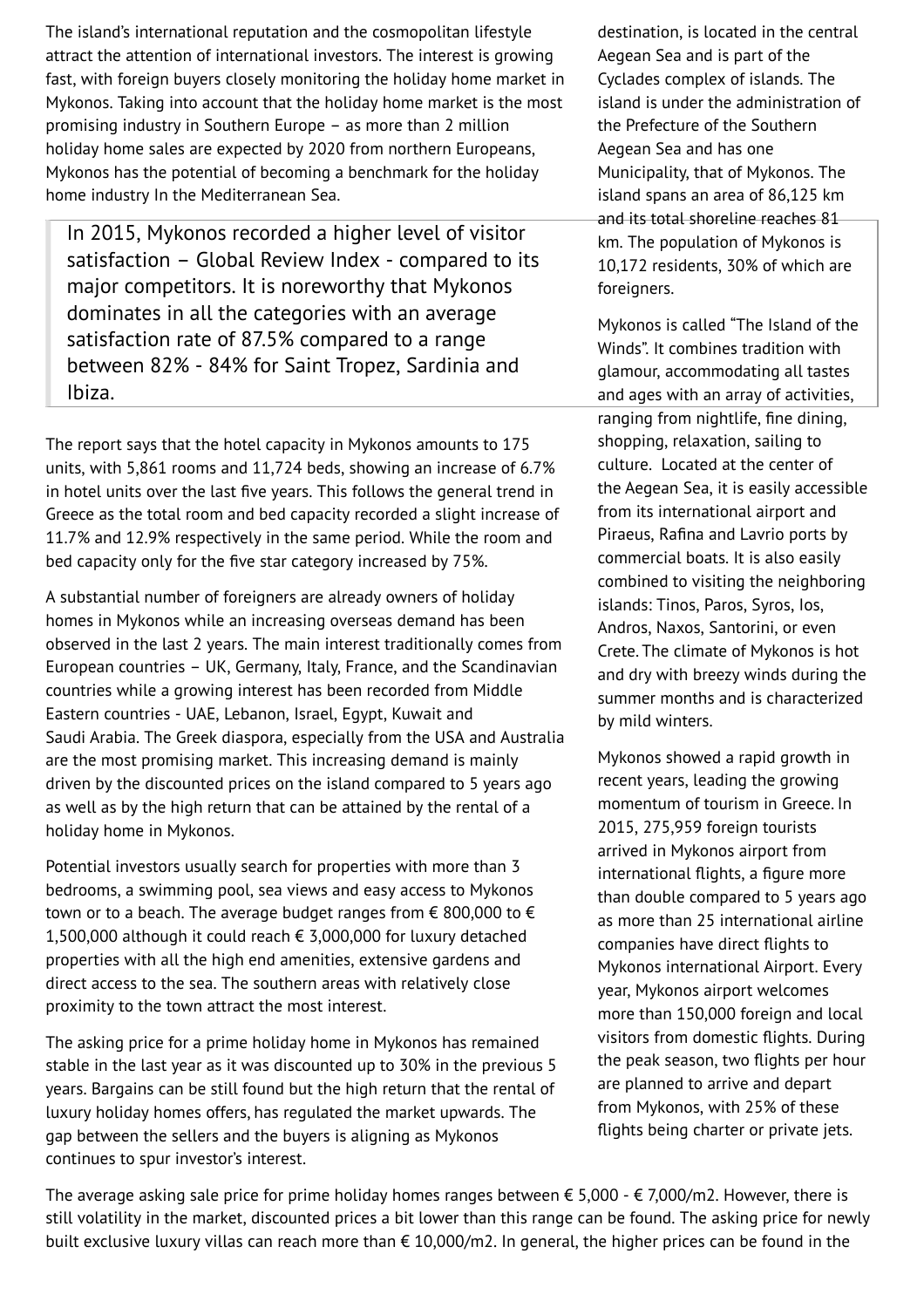The island's international reputation and the cosmopolitan lifestyle attract the attention of international investors. The interest is growing fast, with foreign buyers closely monitoring the holiday home market in Mykonos. Taking into account that the holiday home market is the most promising industry in Southern Europe – as more than 2 million holiday home sales are expected by 2020 from northern Europeans, Mykonos has the potential of becoming a benchmark for the holiday home industry In the Mediterranean Sea.

> In 2015, Mykonos recorded a higher level of visitor satisfaction – Global Review Index - compared to its major competitors. It is noreworthy that Mykonos dominates in all the categories with an average satisfaction rate of 87.5% compared to a range between 82% - 84% for Saint Tropez, Sardinia and Ibiza.

The report says that the hotel capacity in Mykonos amounts to 175 units, with 5,861 rooms and 11,724 beds, showing an increase of 6.7% in hotel units over the last five years. This follows the general trend in Greece as the total room and bed capacity recorded a slight increase of 11.7% and 12.9% respectively in the same period. While the room and bed capacity only for the five star category increased by 75%.

A substantial number of foreigners are already owners of holiday homes in Mykonos while an increasing overseas demand has been observed in the last 2 years. The main interest traditionally comes from European countries – UK, Germany, Italy, France, and the Scandinavian countries while a growing interest has been recorded from Middle Eastern countries - UAE, Lebanon, Israel, Egypt, Kuwait and Saudi Arabia. The Greek diaspora, especially from the USA and Australia are the most promising market. This increasing demand is mainly driven by the discounted prices on the island compared to 5 years ago as well as by the high return that can be attained by the rental of a holiday home in Mykonos.

Potential investors usually search for properties with more than 3 bedrooms, a swimming pool, sea views and easy access to Mykonos town or to a beach. The average budget ranges from € 800,000 to € 1,500,000 although it could reach € 3,000,000 for luxury detached properties with all the high end amenities, extensive gardens and direct access to the sea. The southern areas with relatively close proximity to the town attract the most interest.

The asking price for a prime holiday home in Mykonos has remained stable in the last year as it was discounted up to 30% in the previous 5 years. Bargains can be still found but the high return that the rental of luxury holiday homes offers, has regulated the market upwards. The gap between the sellers and the buyers is aligning as Mykonos continues to spur investor's interest.

destination, is located in the central Aegean Sea and is part of the Cyclades complex of islands. The island is under the administration of the Prefecture of the Southern Aegean Sea and has one Municipality, that of Mykonos. The island spans an area of 86,125 km and its total shoreline reaches 81 km. The population of Mykonos is 10,172 residents, 30% of which are foreigners.

Mykonos is called "The Island of the Winds". It combines tradition with glamour, accommodating all tastes and ages with an array of activities, ranging from nightlife, fine dining, shopping, relaxation, sailing to culture. Located at the center of the Aegean Sea, it is easily accessible from its international airport and Piraeus, Rafina and Lavrio ports by commercial boats. It is also easily combined to visiting the neighboring islands: Tinos, Paros, Syros, Ios, Andros, Naxos, Santorini, or even Crete. The climate of Mykonos is hot and dry with breezy winds during the summer months and is characterized by mild winters.

Mykonos showed a rapid growth in recent years, leading the growing momentum of tourism in Greece. In 2015, 275,959 foreign tourists arrived in Mykonos airport from international flights, a figure more than double compared to 5 years ago as more than 25 international airline companies have direct flights to Mykonos international Airport. Every year, Mykonos airport welcomes more than 150,000 foreign and local visitors from domestic flights. During the peak season, two flights per hour are planned to arrive and depart from Mykonos, with 25% of these flights being charter or private jets.

The average asking sale price for prime holiday homes ranges between € 5,000 - € 7,000/m2. However, there is still volatility in the market, discounted prices a bit lower than this range can be found. The asking price for newly built exclusive luxury villas can reach more than € 10,000/m2. In general, the higher prices can be found in the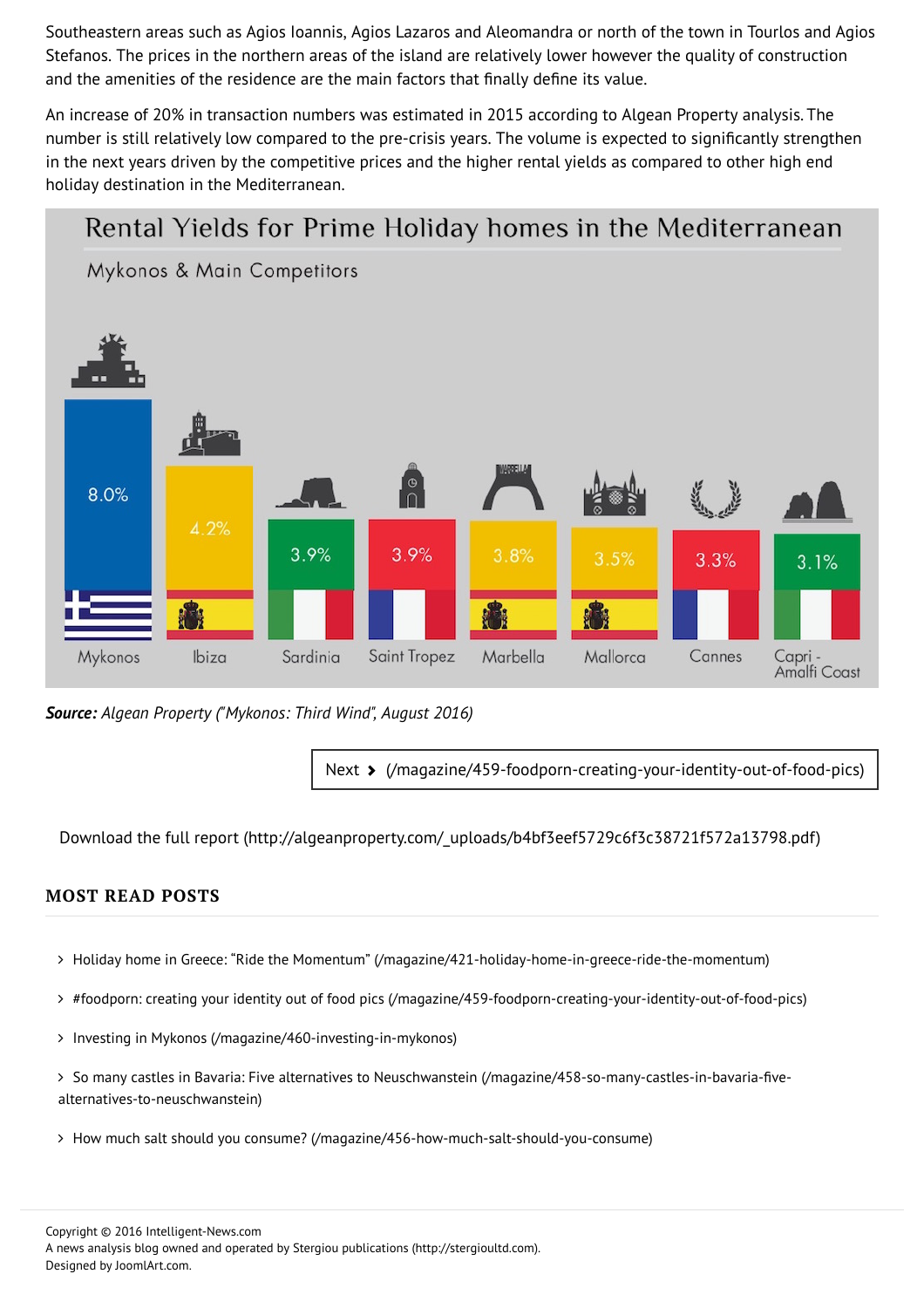Southeastern areas such as Agios Ioannis, Agios Lazaros and Aleomandra or north of the town in Tourlos and Agios Stefanos. The prices in the northern areas of the island are relatively lower however the quality of construction and the amenities of the residence are the main factors that finally define its value.

An increase of 20% in transaction numbers was estimated in 2015 according to Algean Property analysis. The number is still relatively low compared to the pre-crisis years. The volume is expected to significantly strengthen in the next years driven by the competitive prices and the higher rental yields as compared to other high end holiday destination in the Mediterranean.

**Rental Yields for Prime Holiday homes in the Mediterranean**

Mykonos & Main Competitors

| Location | Rental Yield |
|---|---|
| Mykonos | 8.0% |
| Ibiza | 4.2% |
| Sardinia | 3.9% |
| Saint Tropez | 3.9% |
| Marbella | 3.8% |
| Mallorca | 3.5% |
| Cannes | 3.3% |
| Capri - Amalfi Coast | 3.1% |

***Source:*** *Algean Property ("Mykonos: Third Wind", August 2016)*

Next › (/magazine/459-foodporn-creating-your-identity-out-of-food-pics)

Download the full report (http://algeanproperty.com/_uploads/b4bf3eef5729c6f3c38721f572a13798.pdf)

## MOST READ POSTS

- Holiday home in Greece: "Ride the Momentum" (/magazine/421-holiday-home-in-greece-ride-the-momentum)
- #foodporn: creating your identity out of food pics (/magazine/459-foodporn-creating-your-identity-out-of-food-pics)
- Investing in Mykonos (/magazine/460-investing-in-mykonos)
- So many castles in Bavaria: Five alternatives to Neuschwanstein (/magazine/458-so-many-castles-in-bavaria-five-alternatives-to-neuschwanstein)
- How much salt should you consume? (/magazine/456-how-much-salt-should-you-consume)

Copyright © 2016 Intelligent-News.com
A news analysis blog owned and operated by Stergiou publications (http://stergioultd.com).
Designed by JoomlArt.com.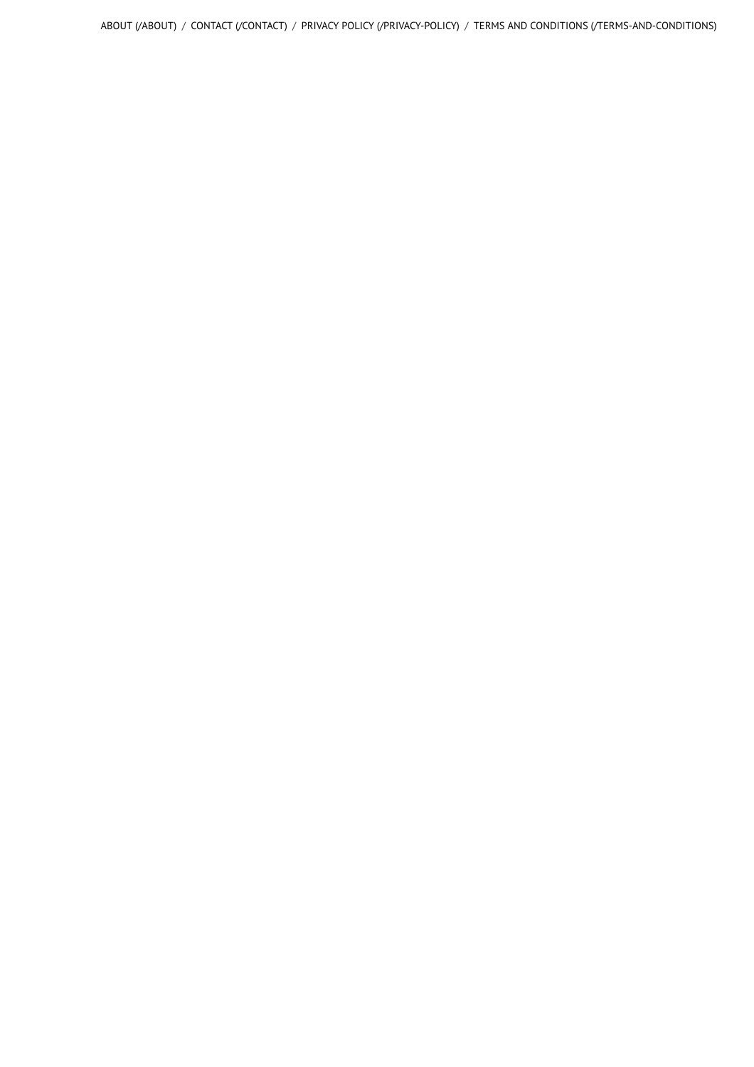ABOUT (/ABOUT) / CONTACT (/CONTACT) / PRIVACY POLICY (/PRIVACY-POLICY) / TERMS AND CONDITIONS (/TERMS-AND-CONDITIONS)